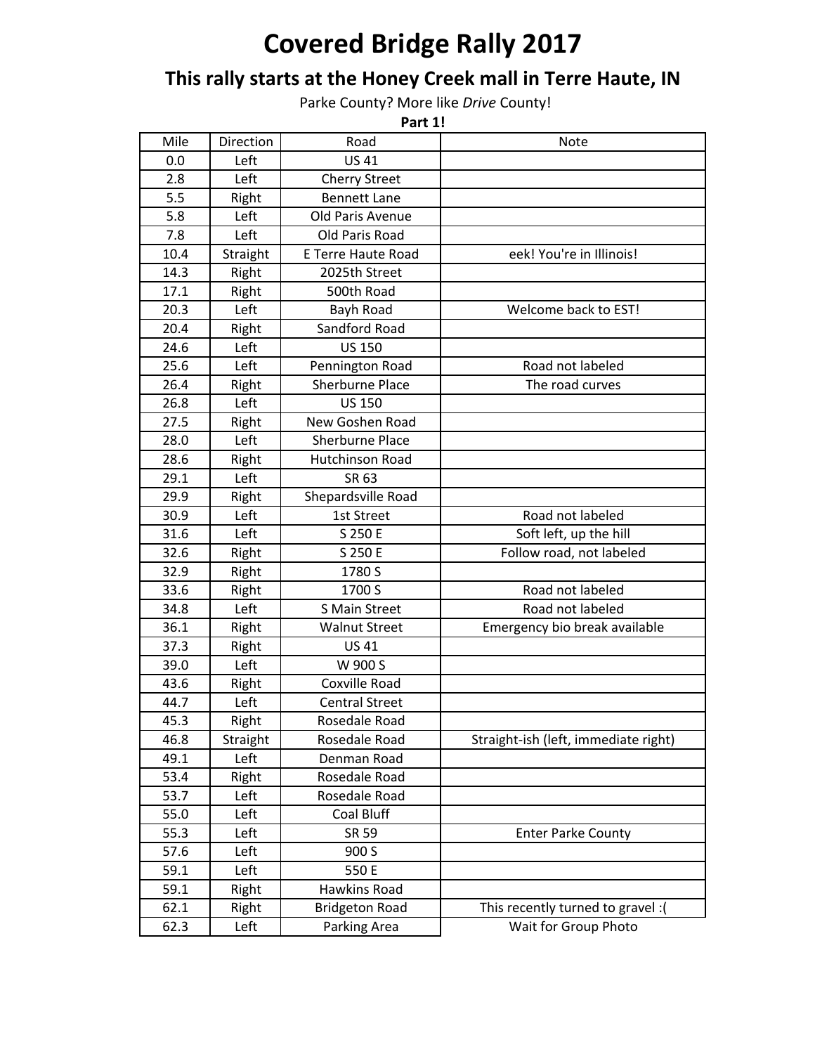# Covered Bridge Rally 2017

## This rally starts at the Honey Creek mall in Terre Haute, IN

Parke County? More like *Drive* County!

**Part 1!**

| Mile | Direction | Road | Note |
|---|---|---|---|
| 0.0 | Left | US 41 | |
| 2.8 | Left | Cherry Street | |
| 5.5 | Right | Bennett Lane | |
| 5.8 | Left | Old Paris Avenue | |
| 7.8 | Left | Old Paris Road | |
| 10.4 | Straight | E Terre Haute Road | eek! You're in Illinois! |
| 14.3 | Right | 2025th Street | |
| 17.1 | Right | 500th Road | |
| 20.3 | Left | Bayh Road | Welcome back to EST! |
| 20.4 | Right | Sandford Road | |
| 24.6 | Left | US 150 | |
| 25.6 | Left | Pennington Road | Road not labeled |
| 26.4 | Right | Sherburne Place | The road curves |
| 26.8 | Left | US 150 | |
| 27.5 | Right | New Goshen Road | |
| 28.0 | Left | Sherburne Place | |
| 28.6 | Right | Hutchinson Road | |
| 29.1 | Left | SR 63 | |
| 29.9 | Right | Shepardsville Road | |
| 30.9 | Left | 1st Street | Road not labeled |
| 31.6 | Left | S 250 E | Soft left, up the hill |
| 32.6 | Right | S 250 E | Follow road, not labeled |
| 32.9 | Right | 1780 S | |
| 33.6 | Right | 1700 S | Road not labeled |
| 34.8 | Left | S Main Street | Road not labeled |
| 36.1 | Right | Walnut Street | Emergency bio break available |
| 37.3 | Right | US 41 | |
| 39.0 | Left | W 900 S | |
| 43.6 | Right | Coxville Road | |
| 44.7 | Left | Central Street | |
| 45.3 | Right | Rosedale Road | |
| 46.8 | Straight | Rosedale Road | Straight-ish (left, immediate right) |
| 49.1 | Left | Denman Road | |
| 53.4 | Right | Rosedale Road | |
| 53.7 | Left | Rosedale Road | |
| 55.0 | Left | Coal Bluff | |
| 55.3 | Left | SR 59 | Enter Parke County |
| 57.6 | Left | 900 S | |
| 59.1 | Left | 550 E | |
| 59.1 | Right | Hawkins Road | |
| 62.1 | Right | Bridgeton Road | This recently turned to gravel :( |
| 62.3 | Left | Parking Area | Wait for Group Photo |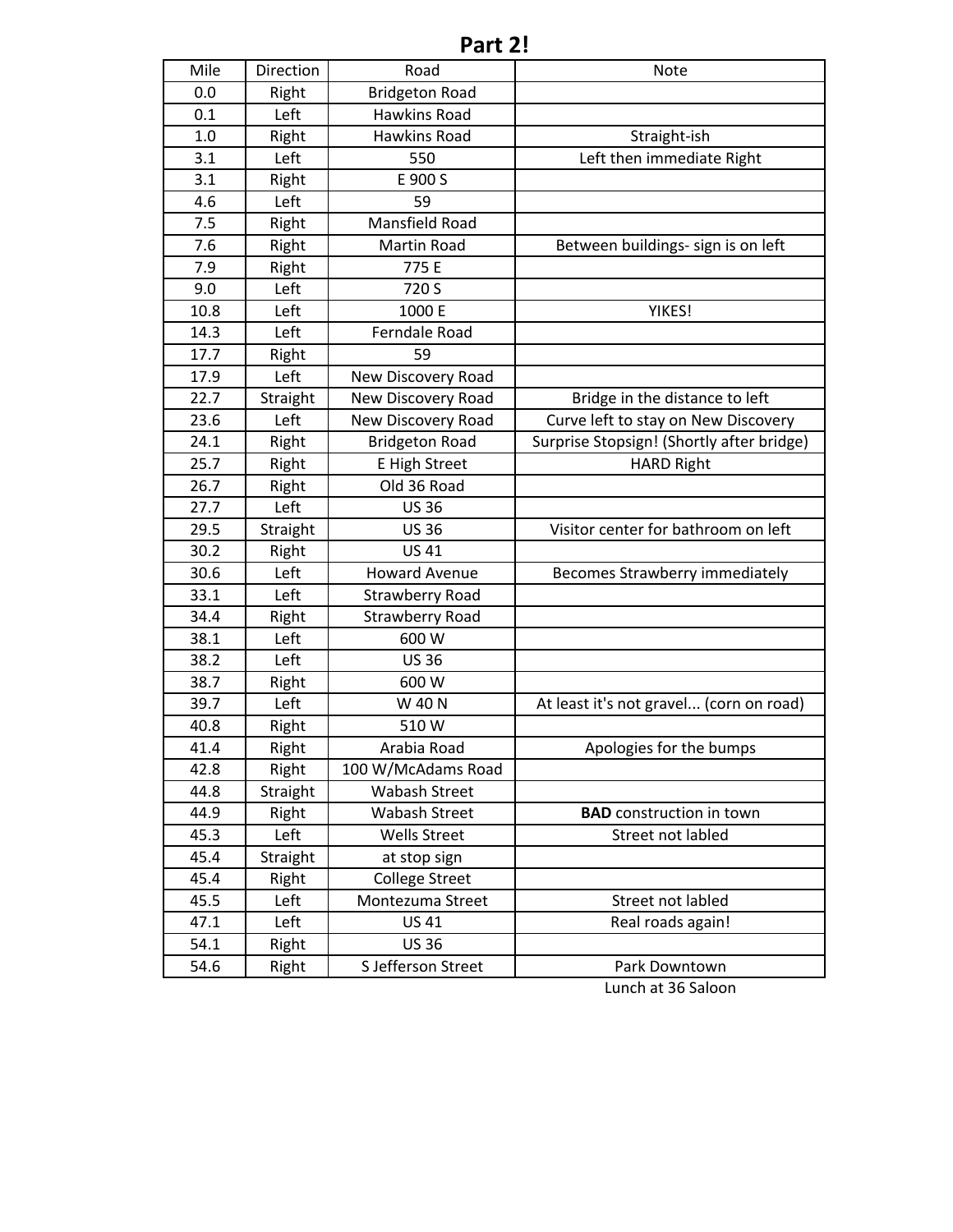# Part 2!

| Mile | Direction | Road | Note |
|---|---|---|---|
| 0.0 | Right | Bridgeton Road | |
| 0.1 | Left | Hawkins Road | |
| 1.0 | Right | Hawkins Road | Straight-ish |
| 3.1 | Left | 550 | Left then immediate Right |
| 3.1 | Right | E 900 S | |
| 4.6 | Left | 59 | |
| 7.5 | Right | Mansfield Road | |
| 7.6 | Right | Martin Road | Between buildings- sign is on left |
| 7.9 | Right | 775 E | |
| 9.0 | Left | 720 S | |
| 10.8 | Left | 1000 E | YIKES! |
| 14.3 | Left | Ferndale Road | |
| 17.7 | Right | 59 | |
| 17.9 | Left | New Discovery Road | |
| 22.7 | Straight | New Discovery Road | Bridge in the distance to left |
| 23.6 | Left | New Discovery Road | Curve left to stay on New Discovery |
| 24.1 | Right | Bridgeton Road | Surprise Stopsign! (Shortly after bridge) |
| 25.7 | Right | E High Street | HARD Right |
| 26.7 | Right | Old 36 Road | |
| 27.7 | Left | US 36 | |
| 29.5 | Straight | US 36 | Visitor center for bathroom on left |
| 30.2 | Right | US 41 | |
| 30.6 | Left | Howard Avenue | Becomes Strawberry immediately |
| 33.1 | Left | Strawberry Road | |
| 34.4 | Right | Strawberry Road | |
| 38.1 | Left | 600 W | |
| 38.2 | Left | US 36 | |
| 38.7 | Right | 600 W | |
| 39.7 | Left | W 40 N | At least it's not gravel... (corn on road) |
| 40.8 | Right | 510 W | |
| 41.4 | Right | Arabia Road | Apologies for the bumps |
| 42.8 | Right | 100 W/McAdams Road | |
| 44.8 | Straight | Wabash Street | |
| 44.9 | Right | Wabash Street | **BAD** construction in town |
| 45.3 | Left | Wells Street | Street not labled |
| 45.4 | Straight | at stop sign | |
| 45.4 | Right | College Street | |
| 45.5 | Left | Montezuma Street | Street not labled |
| 47.1 | Left | US 41 | Real roads again! |
| 54.1 | Right | US 36 | |
| 54.6 | Right | S Jefferson Street | Park Downtown |

Lunch at 36 Saloon